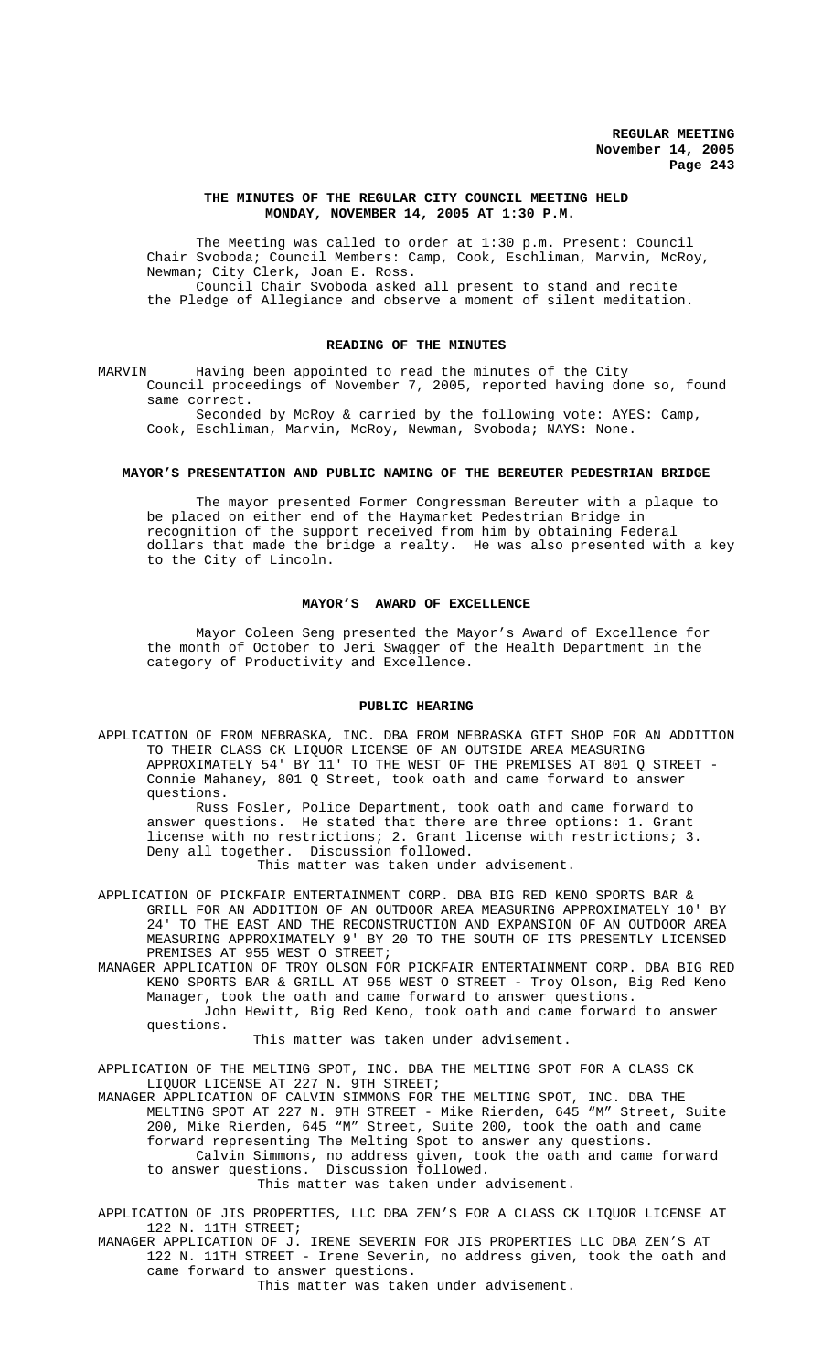# THE MINUTES OF THE REGULAR CITY COUNCIL MEETING HELD MONDAY, NOVEMBER 14, 2005 AT 1:30 P.M.

The Meeting was called to order at 1:30 p.m. Present: Council Chair Svoboda; Council Members: Camp, Cook, Eschliman, Marvin, McRoy, Newman; City Clerk, Joan E. Ross.

Council Chair Svoboda asked all present to stand and recite the Pledge of Allegiance and observe a moment of silent meditation.

## READING OF THE MINUTES

MARVIN Having been appointed to read the minutes of the City Council proceedings of November 7, 2005, reported having done so, found same correct.

Seconded by McRoy & carried by the following vote: AYES: Camp, Cook, Eschliman, Marvin, McRoy, Newman, Svoboda; NAYS: None.

## MAYOR'S PRESENTATION AND PUBLIC NAMING OF THE BEREUTER PEDESTRIAN BRIDGE

The mayor presented Former Congressman Bereuter with a plaque to be placed on either end of the Haymarket Pedestrian Bridge in recognition of the support received from him by obtaining Federal dollars that made the bridge a realty. He was also presented with a key to the City of Lincoln.

## MAYOR'S AWARD OF EXCELLENCE

Mayor Coleen Seng presented the Mayor's Award of Excellence for the month of October to Jeri Swagger of the Health Department in the category of Productivity and Excellence.

## PUBLIC HEARING

APPLICATION OF FROM NEBRASKA, INC. DBA FROM NEBRASKA GIFT SHOP FOR AN ADDITION TO THEIR CLASS CK LIQUOR LICENSE OF AN OUTSIDE AREA MEASURING APPROXIMATELY 54' BY 11' TO THE WEST OF THE PREMISES AT 801 Q STREET - Connie Mahaney, 801 Q Street, took oath and came forward to answer questions.

Russ Fosler, Police Department, took oath and came forward to answer questions. He stated that there are three options: 1. Grant license with no restrictions; 2. Grant license with restrictions; 3. Deny all together. Discussion followed.

This matter was taken under advisement.

APPLICATION OF PICKFAIR ENTERTAINMENT CORP. DBA BIG RED KENO SPORTS BAR & GRILL FOR AN ADDITION OF AN OUTDOOR AREA MEASURING APPROXIMATELY 10' BY 24' TO THE EAST AND THE RECONSTRUCTION AND EXPANSION OF AN OUTDOOR AREA MEASURING APPROXIMATELY 9' BY 20 TO THE SOUTH OF ITS PRESENTLY LICENSED PREMISES AT 955 WEST O STREET;

MANAGER APPLICATION OF TROY OLSON FOR PICKFAIR ENTERTAINMENT CORP. DBA BIG RED KENO SPORTS BAR & GRILL AT 955 WEST O STREET - Troy Olson, Big Red Keno Manager, took the oath and came forward to answer questions.

John Hewitt, Big Red Keno, took oath and came forward to answer questions.

This matter was taken under advisement.

APPLICATION OF THE MELTING SPOT, INC. DBA THE MELTING SPOT FOR A CLASS CK LIQUOR LICENSE AT 227 N. 9TH STREET;

MANAGER APPLICATION OF CALVIN SIMMONS FOR THE MELTING SPOT, INC. DBA THE MELTING SPOT AT 227 N. 9TH STREET - Mike Rierden, 645 "M" Street, Suite 200, Mike Rierden, 645 "M" Street, Suite 200, took the oath and came forward representing The Melting Spot to answer any questions.

Calvin Simmons, no address given, took the oath and came forward to answer questions. Discussion followed.

This matter was taken under advisement.

APPLICATION OF JIS PROPERTIES, LLC DBA ZEN'S FOR A CLASS CK LIQUOR LICENSE AT 122 N. 11TH STREET;

MANAGER APPLICATION OF J. IRENE SEVERIN FOR JIS PROPERTIES LLC DBA ZEN'S AT 122 N. 11TH STREET - Irene Severin, no address given, took the oath and came forward to answer questions.

This matter was taken under advisement.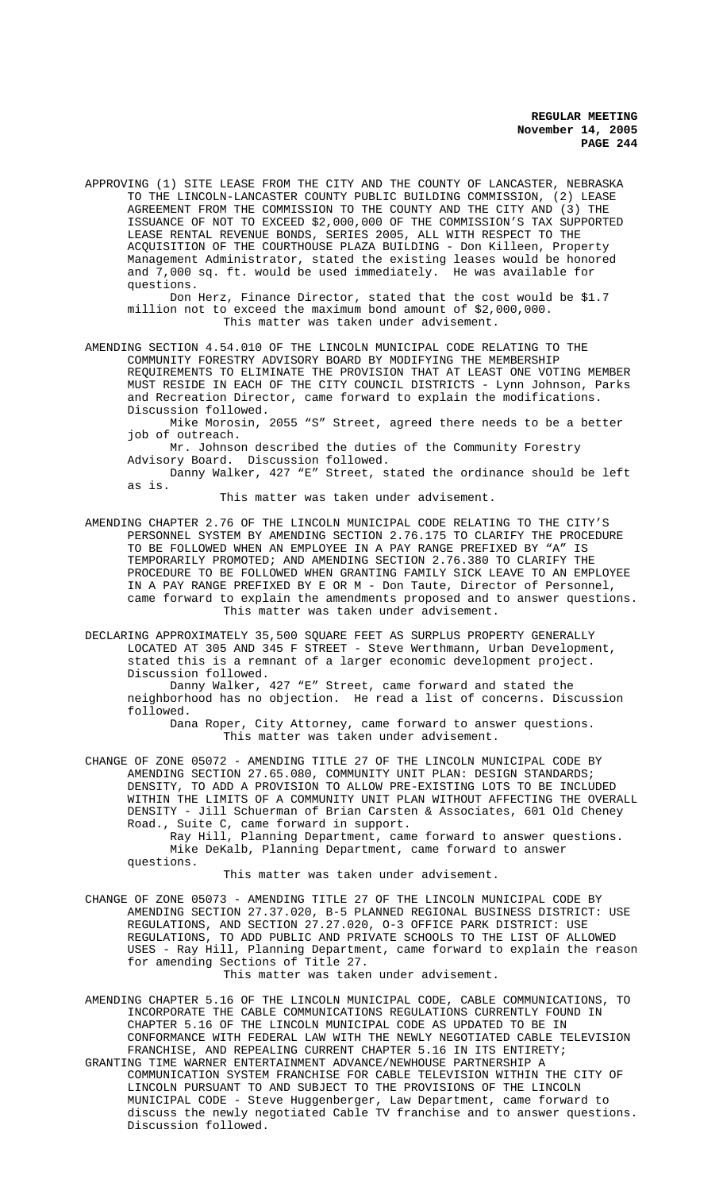APPROVING (1) SITE LEASE FROM THE CITY AND THE COUNTY OF LANCASTER, NEBRASKA TO THE LINCOLN-LANCASTER COUNTY PUBLIC BUILDING COMMISSION, (2) LEASE AGREEMENT FROM THE COMMISSION TO THE COUNTY AND THE CITY AND (3) THE ISSUANCE OF NOT TO EXCEED $2,000,000 OF THE COMMISSION'S TAX SUPPORTED LEASE RENTAL REVENUE BONDS, SERIES 2005, ALL WITH RESPECT TO THE ACQUISITION OF THE COURTHOUSE PLAZA BUILDING - Don Killeen, Property Management Administrator, stated the existing leases would be honored and 7,000 sq. ft. would be used immediately. He was available for questions.

Don Herz, Finance Director, stated that the cost would be $1.7 million not to exceed the maximum bond amount of $2,000,000.

This matter was taken under advisement.

AMENDING SECTION 4.54.010 OF THE LINCOLN MUNICIPAL CODE RELATING TO THE COMMUNITY FORESTRY ADVISORY BOARD BY MODIFYING THE MEMBERSHIP REQUIREMENTS TO ELIMINATE THE PROVISION THAT AT LEAST ONE VOTING MEMBER MUST RESIDE IN EACH OF THE CITY COUNCIL DISTRICTS - Lynn Johnson, Parks and Recreation Director, came forward to explain the modifications. Discussion followed.

Mike Morosin, 2055 "S" Street, agreed there needs to be a better job of outreach.

Mr. Johnson described the duties of the Community Forestry Advisory Board. Discussion followed.

Danny Walker, 427 "E" Street, stated the ordinance should be left as is.

This matter was taken under advisement.

AMENDING CHAPTER 2.76 OF THE LINCOLN MUNICIPAL CODE RELATING TO THE CITY'S PERSONNEL SYSTEM BY AMENDING SECTION 2.76.175 TO CLARIFY THE PROCEDURE TO BE FOLLOWED WHEN AN EMPLOYEE IN A PAY RANGE PREFIXED BY "A" IS TEMPORARILY PROMOTED; AND AMENDING SECTION 2.76.380 TO CLARIFY THE PROCEDURE TO BE FOLLOWED WHEN GRANTING FAMILY SICK LEAVE TO AN EMPLOYEE IN A PAY RANGE PREFIXED BY E OR M - Don Taute, Director of Personnel, came forward to explain the amendments proposed and to answer questions.

This matter was taken under advisement.

DECLARING APPROXIMATELY 35,500 SQUARE FEET AS SURPLUS PROPERTY GENERALLY LOCATED AT 305 AND 345 F STREET - Steve Werthmann, Urban Development, stated this is a remnant of a larger economic development project. Discussion followed.

Danny Walker, 427 "E" Street, came forward and stated the neighborhood has no objection. He read a list of concerns. Discussion followed.

Dana Roper, City Attorney, came forward to answer questions.

This matter was taken under advisement.

CHANGE OF ZONE 05072 - AMENDING TITLE 27 OF THE LINCOLN MUNICIPAL CODE BY AMENDING SECTION 27.65.080, COMMUNITY UNIT PLAN: DESIGN STANDARDS; DENSITY, TO ADD A PROVISION TO ALLOW PRE-EXISTING LOTS TO BE INCLUDED WITHIN THE LIMITS OF A COMMUNITY UNIT PLAN WITHOUT AFFECTING THE OVERALL DENSITY - Jill Schuerman of Brian Carsten & Associates, 601 Old Cheney Road., Suite C, came forward in support.

Ray Hill, Planning Department, came forward to answer questions.

Mike DeKalb, Planning Department, came forward to answer questions.

This matter was taken under advisement.

CHANGE OF ZONE 05073 - AMENDING TITLE 27 OF THE LINCOLN MUNICIPAL CODE BY AMENDING SECTION 27.37.020, B-5 PLANNED REGIONAL BUSINESS DISTRICT: USE REGULATIONS, AND SECTION 27.27.020, O-3 OFFICE PARK DISTRICT: USE REGULATIONS, TO ADD PUBLIC AND PRIVATE SCHOOLS TO THE LIST OF ALLOWED USES - Ray Hill, Planning Department, came forward to explain the reason for amending Sections of Title 27.

This matter was taken under advisement.

AMENDING CHAPTER 5.16 OF THE LINCOLN MUNICIPAL CODE, CABLE COMMUNICATIONS, TO INCORPORATE THE CABLE COMMUNICATIONS REGULATIONS CURRENTLY FOUND IN CHAPTER 5.16 OF THE LINCOLN MUNICIPAL CODE AS UPDATED TO BE IN CONFORMANCE WITH FEDERAL LAW WITH THE NEWLY NEGOTIATED CABLE TELEVISION FRANCHISE, AND REPEALING CURRENT CHAPTER 5.16 IN ITS ENTIRETY;

GRANTING TIME WARNER ENTERTAINMENT ADVANCE/NEWHOUSE PARTNERSHIP A COMMUNICATION SYSTEM FRANCHISE FOR CABLE TELEVISION WITHIN THE CITY OF LINCOLN PURSUANT TO AND SUBJECT TO THE PROVISIONS OF THE LINCOLN MUNICIPAL CODE - Steve Huggenberger, Law Department, came forward to discuss the newly negotiated Cable TV franchise and to answer questions. Discussion followed.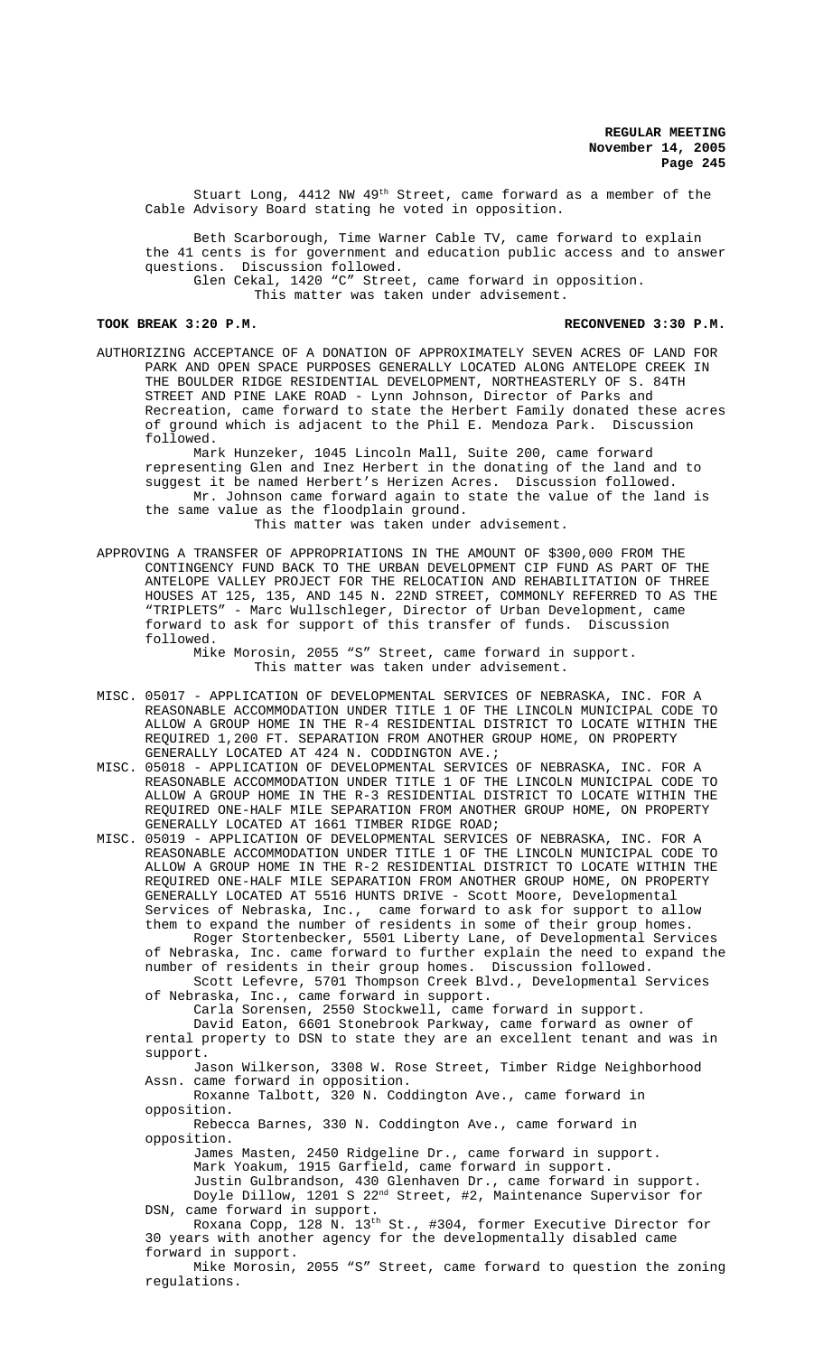Stuart Long, 4412 NW 49th Street, came forward as a member of the Cable Advisory Board stating he voted in opposition.

Beth Scarborough, Time Warner Cable TV, came forward to explain the 41 cents is for government and education public access and to answer questions. Discussion followed.

Glen Cekal, 1420 "C" Street, came forward in opposition.

This matter was taken under advisement.

**TOOK BREAK 3:20 P.M. RECONVENED 3:30 P.M.**

AUTHORIZING ACCEPTANCE OF A DONATION OF APPROXIMATELY SEVEN ACRES OF LAND FOR PARK AND OPEN SPACE PURPOSES GENERALLY LOCATED ALONG ANTELOPE CREEK IN THE BOULDER RIDGE RESIDENTIAL DEVELOPMENT, NORTHEASTERLY OF S. 84TH STREET AND PINE LAKE ROAD - Lynn Johnson, Director of Parks and Recreation, came forward to state the Herbert Family donated these acres of ground which is adjacent to the Phil E. Mendoza Park. Discussion followed.

Mark Hunzeker, 1045 Lincoln Mall, Suite 200, came forward representing Glen and Inez Herbert in the donating of the land and to suggest it be named Herbert's Herizen Acres. Discussion followed.

Mr. Johnson came forward again to state the value of the land is the same value as the floodplain ground.

This matter was taken under advisement.

APPROVING A TRANSFER OF APPROPRIATIONS IN THE AMOUNT OF $300,000 FROM THE CONTINGENCY FUND BACK TO THE URBAN DEVELOPMENT CIP FUND AS PART OF THE ANTELOPE VALLEY PROJECT FOR THE RELOCATION AND REHABILITATION OF THREE HOUSES AT 125, 135, AND 145 N. 22ND STREET, COMMONLY REFERRED TO AS THE "TRIPLETS" - Marc Wullschleger, Director of Urban Development, came forward to ask for support of this transfer of funds. Discussion followed.

Mike Morosin, 2055 "S" Street, came forward in support.

This matter was taken under advisement.

MISC. 05017 - APPLICATION OF DEVELOPMENTAL SERVICES OF NEBRASKA, INC. FOR A REASONABLE ACCOMMODATION UNDER TITLE 1 OF THE LINCOLN MUNICIPAL CODE TO ALLOW A GROUP HOME IN THE R-4 RESIDENTIAL DISTRICT TO LOCATE WITHIN THE REQUIRED 1,200 FT. SEPARATION FROM ANOTHER GROUP HOME, ON PROPERTY GENERALLY LOCATED AT 424 N. CODDINGTON AVE.;

MISC. 05018 - APPLICATION OF DEVELOPMENTAL SERVICES OF NEBRASKA, INC. FOR A REASONABLE ACCOMMODATION UNDER TITLE 1 OF THE LINCOLN MUNICIPAL CODE TO ALLOW A GROUP HOME IN THE R-3 RESIDENTIAL DISTRICT TO LOCATE WITHIN THE REQUIRED ONE-HALF MILE SEPARATION FROM ANOTHER GROUP HOME, ON PROPERTY GENERALLY LOCATED AT 1661 TIMBER RIDGE ROAD;

MISC. 05019 - APPLICATION OF DEVELOPMENTAL SERVICES OF NEBRASKA, INC. FOR A REASONABLE ACCOMMODATION UNDER TITLE 1 OF THE LINCOLN MUNICIPAL CODE TO ALLOW A GROUP HOME IN THE R-2 RESIDENTIAL DISTRICT TO LOCATE WITHIN THE REQUIRED ONE-HALF MILE SEPARATION FROM ANOTHER GROUP HOME, ON PROPERTY GENERALLY LOCATED AT 5516 HUNTS DRIVE - Scott Moore, Developmental Services of Nebraska, Inc., came forward to ask for support to allow them to expand the number of residents in some of their group homes.

Roger Stortenbecker, 5501 Liberty Lane, of Developmental Services of Nebraska, Inc. came forward to further explain the need to expand the number of residents in their group homes. Discussion followed.

Scott Lefevre, 5701 Thompson Creek Blvd., Developmental Services of Nebraska, Inc., came forward in support.

Carla Sorensen, 2550 Stockwell, came forward in support.

David Eaton, 6601 Stonebrook Parkway, came forward as owner of rental property to DSN to state they are an excellent tenant and was in support.

Jason Wilkerson, 3308 W. Rose Street, Timber Ridge Neighborhood Assn. came forward in opposition.

Roxanne Talbott, 320 N. Coddington Ave., came forward in opposition.

Rebecca Barnes, 330 N. Coddington Ave., came forward in opposition.

James Masten, 2450 Ridgeline Dr., came forward in support.

Mark Yoakum, 1915 Garfield, came forward in support.

Justin Gulbrandson, 430 Glenhaven Dr., came forward in support.

Doyle Dillow, 1201 S 22nd Street, #2, Maintenance Supervisor for DSN, came forward in support.

Roxana Copp, 128 N. 13th St., #304, former Executive Director for 30 years with another agency for the developmentally disabled came forward in support.

Mike Morosin, 2055 "S" Street, came forward to question the zoning regulations.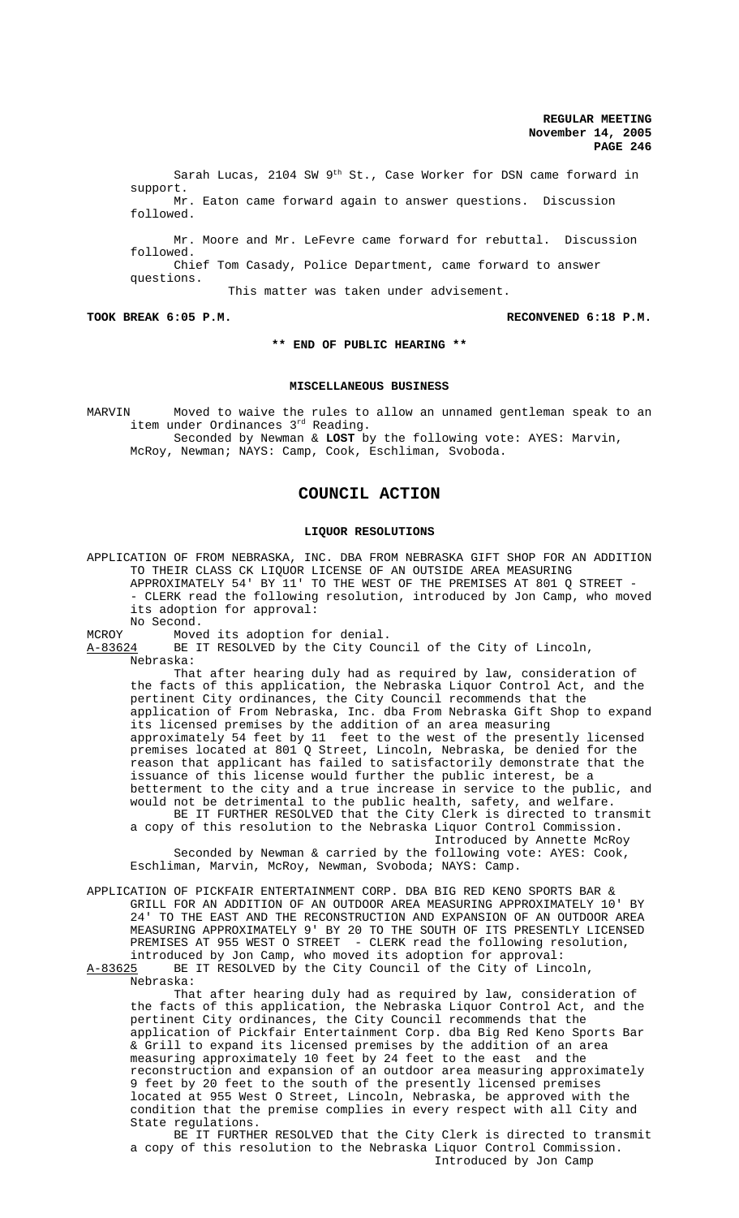Sarah Lucas, 2104 SW 9th St., Case Worker for DSN came forward in support.

Mr. Eaton came forward again to answer questions. Discussion followed.

Mr. Moore and Mr. LeFevre came forward for rebuttal. Discussion followed.

Chief Tom Casady, Police Department, came forward to answer questions.

This matter was taken under advisement.

**TOOK BREAK 6:05 P.M.** **RECONVENED 6:18 P.M.**

**\*\* END OF PUBLIC HEARING \*\***

**MISCELLANEOUS BUSINESS**

MARVIN Moved to waive the rules to allow an unnamed gentleman speak to an item under Ordinances 3rd Reading.

Seconded by Newman & **LOST** by the following vote: AYES: Marvin, McRoy, Newman; NAYS: Camp, Cook, Eschliman, Svoboda.

# COUNCIL ACTION

**LIQUOR RESOLUTIONS**

APPLICATION OF FROM NEBRASKA, INC. DBA FROM NEBRASKA GIFT SHOP FOR AN ADDITION TO THEIR CLASS CK LIQUOR LICENSE OF AN OUTSIDE AREA MEASURING APPROXIMATELY 54' BY 11' TO THE WEST OF THE PREMISES AT 801 Q STREET - - CLERK read the following resolution, introduced by Jon Camp, who moved its adoption for approval:

No Second.

MCROY Moved its adoption for denial.

A-83624 BE IT RESOLVED by the City Council of the City of Lincoln, Nebraska:

That after hearing duly had as required by law, consideration of the facts of this application, the Nebraska Liquor Control Act, and the pertinent City ordinances, the City Council recommends that the application of From Nebraska, Inc. dba From Nebraska Gift Shop to expand its licensed premises by the addition of an area measuring approximately 54 feet by 11 feet to the west of the presently licensed premises located at 801 Q Street, Lincoln, Nebraska, be denied for the reason that applicant has failed to satisfactorily demonstrate that the issuance of this license would further the public interest, be a betterment to the city and a true increase in service to the public, and would not be detrimental to the public health, safety, and welfare.

BE IT FURTHER RESOLVED that the City Clerk is directed to transmit a copy of this resolution to the Nebraska Liquor Control Commission.

Introduced by Annette McRoy

Seconded by Newman & carried by the following vote: AYES: Cook, Eschliman, Marvin, McRoy, Newman, Svoboda; NAYS: Camp.

APPLICATION OF PICKFAIR ENTERTAINMENT CORP. DBA BIG RED KENO SPORTS BAR & GRILL FOR AN ADDITION OF AN OUTDOOR AREA MEASURING APPROXIMATELY 10' BY 24' TO THE EAST AND THE RECONSTRUCTION AND EXPANSION OF AN OUTDOOR AREA MEASURING APPROXIMATELY 9' BY 20 TO THE SOUTH OF ITS PRESENTLY LICENSED PREMISES AT 955 WEST O STREET - CLERK read the following resolution, introduced by Jon Camp, who moved its adoption for approval:

A-83625 BE IT RESOLVED by the City Council of the City of Lincoln, Nebraska:

That after hearing duly had as required by law, consideration of the facts of this application, the Nebraska Liquor Control Act, and the pertinent City ordinances, the City Council recommends that the application of Pickfair Entertainment Corp. dba Big Red Keno Sports Bar & Grill to expand its licensed premises by the addition of an area measuring approximately 10 feet by 24 feet to the east and the reconstruction and expansion of an outdoor area measuring approximately 9 feet by 20 feet to the south of the presently licensed premises located at 955 West O Street, Lincoln, Nebraska, be approved with the condition that the premise complies in every respect with all City and State regulations.

BE IT FURTHER RESOLVED that the City Clerk is directed to transmit a copy of this resolution to the Nebraska Liquor Control Commission.

Introduced by Jon Camp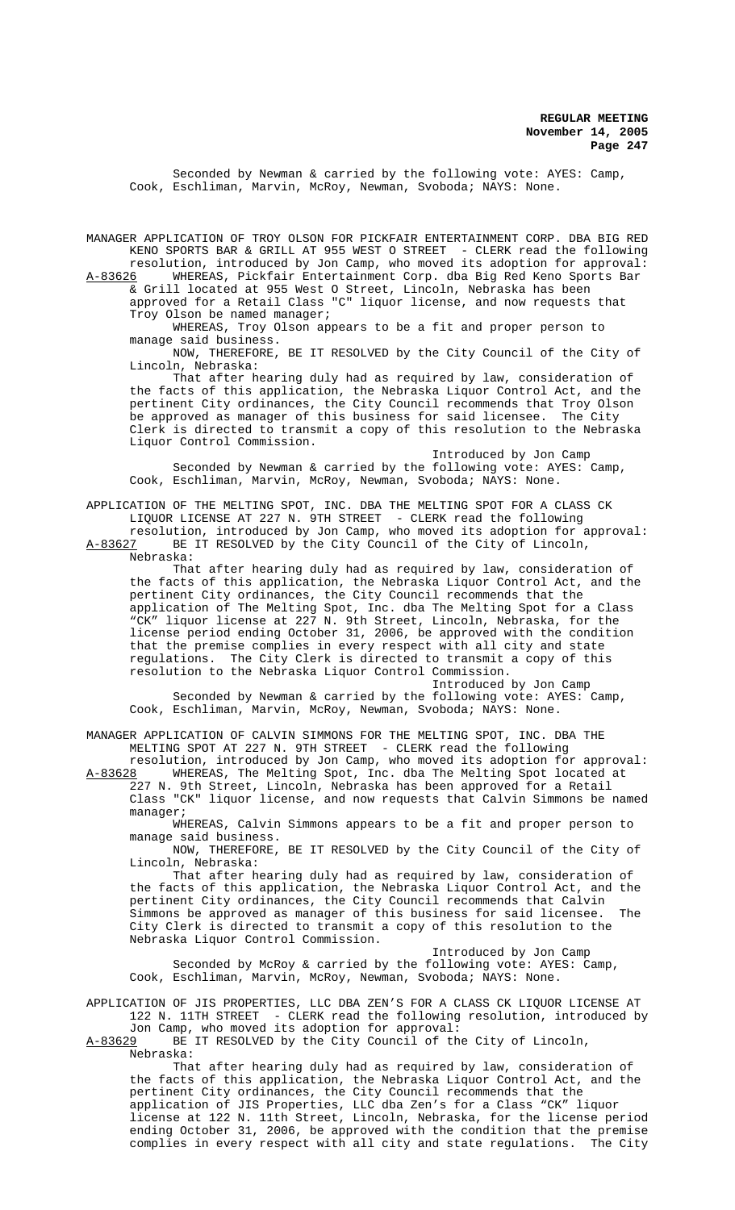Seconded by Newman & carried by the following vote: AYES: Camp, Cook, Eschliman, Marvin, McRoy, Newman, Svoboda; NAYS: None.

MANAGER APPLICATION OF TROY OLSON FOR PICKFAIR ENTERTAINMENT CORP. DBA BIG RED KENO SPORTS BAR & GRILL AT 955 WEST O STREET - CLERK read the following resolution, introduced by Jon Camp, who moved its adoption for approval:

A-83626 WHEREAS, Pickfair Entertainment Corp. dba Big Red Keno Sports Bar & Grill located at 955 West O Street, Lincoln, Nebraska has been approved for a Retail Class "C" liquor license, and now requests that Troy Olson be named manager;

WHEREAS, Troy Olson appears to be a fit and proper person to manage said business.

NOW, THEREFORE, BE IT RESOLVED by the City Council of the City of Lincoln, Nebraska:

That after hearing duly had as required by law, consideration of the facts of this application, the Nebraska Liquor Control Act, and the pertinent City ordinances, the City Council recommends that Troy Olson be approved as manager of this business for said licensee. The City Clerk is directed to transmit a copy of this resolution to the Nebraska Liquor Control Commission.

Introduced by Jon Camp

Seconded by Newman & carried by the following vote: AYES: Camp, Cook, Eschliman, Marvin, McRoy, Newman, Svoboda; NAYS: None.

APPLICATION OF THE MELTING SPOT, INC. DBA THE MELTING SPOT FOR A CLASS CK LIQUOR LICENSE AT 227 N. 9TH STREET - CLERK read the following resolution, introduced by Jon Camp, who moved its adoption for approval:

A-83627 BE IT RESOLVED by the City Council of the City of Lincoln, Nebraska:

That after hearing duly had as required by law, consideration of the facts of this application, the Nebraska Liquor Control Act, and the pertinent City ordinances, the City Council recommends that the application of The Melting Spot, Inc. dba The Melting Spot for a Class "CK" liquor license at 227 N. 9th Street, Lincoln, Nebraska, for the license period ending October 31, 2006, be approved with the condition that the premise complies in every respect with all city and state regulations. The City Clerk is directed to transmit a copy of this resolution to the Nebraska Liquor Control Commission.

Introduced by Jon Camp

Seconded by Newman & carried by the following vote: AYES: Camp, Cook, Eschliman, Marvin, McRoy, Newman, Svoboda; NAYS: None.

MANAGER APPLICATION OF CALVIN SIMMONS FOR THE MELTING SPOT, INC. DBA THE MELTING SPOT AT 227 N. 9TH STREET - CLERK read the following resolution, introduced by Jon Camp, who moved its adoption for approval:

A-83628 WHEREAS, The Melting Spot, Inc. dba The Melting Spot located at 227 N. 9th Street, Lincoln, Nebraska has been approved for a Retail Class "CK" liquor license, and now requests that Calvin Simmons be named manager;

WHEREAS, Calvin Simmons appears to be a fit and proper person to manage said business.

NOW, THEREFORE, BE IT RESOLVED by the City Council of the City of Lincoln, Nebraska:

That after hearing duly had as required by law, consideration of the facts of this application, the Nebraska Liquor Control Act, and the pertinent City ordinances, the City Council recommends that Calvin Simmons be approved as manager of this business for said licensee. The City Clerk is directed to transmit a copy of this resolution to the Nebraska Liquor Control Commission.

Introduced by Jon Camp

Seconded by McRoy & carried by the following vote: AYES: Camp, Cook, Eschliman, Marvin, McRoy, Newman, Svoboda; NAYS: None.

APPLICATION OF JIS PROPERTIES, LLC DBA ZEN'S FOR A CLASS CK LIQUOR LICENSE AT 122 N. 11TH STREET - CLERK read the following resolution, introduced by Jon Camp, who moved its adoption for approval:

A-83629 BE IT RESOLVED by the City Council of the City of Lincoln, Nebraska:

That after hearing duly had as required by law, consideration of the facts of this application, the Nebraska Liquor Control Act, and the pertinent City ordinances, the City Council recommends that the application of JIS Properties, LLC dba Zen's for a Class "CK" liquor license at 122 N. 11th Street, Lincoln, Nebraska, for the license period ending October 31, 2006, be approved with the condition that the premise complies in every respect with all city and state regulations. The City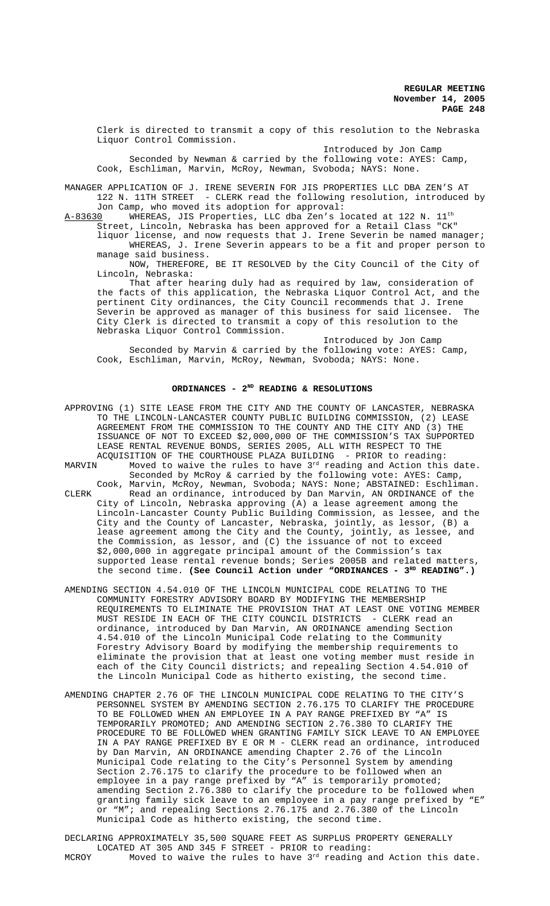Clerk is directed to transmit a copy of this resolution to the Nebraska Liquor Control Commission.

Introduced by Jon Camp

Seconded by Newman & carried by the following vote: AYES: Camp, Cook, Eschliman, Marvin, McRoy, Newman, Svoboda; NAYS: None.

MANAGER APPLICATION OF J. IRENE SEVERIN FOR JIS PROPERTIES LLC DBA ZEN'S AT 122 N. 11TH STREET - CLERK read the following resolution, introduced by Jon Camp, who moved its adoption for approval:

A-83630 WHEREAS, JIS Properties, LLC dba Zen's located at 122 N. 11th Street, Lincoln, Nebraska has been approved for a Retail Class "CK" liquor license, and now requests that J. Irene Severin be named manager;

WHEREAS, J. Irene Severin appears to be a fit and proper person to manage said business.

NOW, THEREFORE, BE IT RESOLVED by the City Council of the City of Lincoln, Nebraska:

That after hearing duly had as required by law, consideration of the facts of this application, the Nebraska Liquor Control Act, and the pertinent City ordinances, the City Council recommends that J. Irene Severin be approved as manager of this business for said licensee. The City Clerk is directed to transmit a copy of this resolution to the Nebraska Liquor Control Commission.

Introduced by Jon Camp

Seconded by Marvin & carried by the following vote: AYES: Camp, Cook, Eschliman, Marvin, McRoy, Newman, Svoboda; NAYS: None.

## ORDINANCES - 2ND READING & RESOLUTIONS

APPROVING (1) SITE LEASE FROM THE CITY AND THE COUNTY OF LANCASTER, NEBRASKA TO THE LINCOLN-LANCASTER COUNTY PUBLIC BUILDING COMMISSION, (2) LEASE AGREEMENT FROM THE COMMISSION TO THE COUNTY AND THE CITY AND (3) THE ISSUANCE OF NOT TO EXCEED $2,000,000 OF THE COMMISSION'S TAX SUPPORTED LEASE RENTAL REVENUE BONDS, SERIES 2005, ALL WITH RESPECT TO THE ACQUISITION OF THE COURTHOUSE PLAZA BUILDING - PRIOR to reading:

MARVIN Moved to waive the rules to have 3rd reading and Action this date. Seconded by McRoy & carried by the following vote: AYES: Camp, Cook, Marvin, McRoy, Newman, Svoboda; NAYS: None; ABSTAINED: Eschliman.

CLERK Read an ordinance, introduced by Dan Marvin, AN ORDINANCE of the City of Lincoln, Nebraska approving (A) a lease agreement among the Lincoln-Lancaster County Public Building Commission, as lessee, and the City and the County of Lancaster, Nebraska, jointly, as lessor, (B) a lease agreement among the City and the County, jointly, as lessee, and the Commission, as lessor, and (C) the issuance of not to exceed $2,000,000 in aggregate principal amount of the Commission's tax supported lease rental revenue bonds; Series 2005B and related matters, the second time. **(See Council Action under "ORDINANCES - 3RD READING".)**

AMENDING SECTION 4.54.010 OF THE LINCOLN MUNICIPAL CODE RELATING TO THE COMMUNITY FORESTRY ADVISORY BOARD BY MODIFYING THE MEMBERSHIP REQUIREMENTS TO ELIMINATE THE PROVISION THAT AT LEAST ONE VOTING MEMBER MUST RESIDE IN EACH OF THE CITY COUNCIL DISTRICTS - CLERK read an ordinance, introduced by Dan Marvin, AN ORDINANCE amending Section 4.54.010 of the Lincoln Municipal Code relating to the Community Forestry Advisory Board by modifying the membership requirements to eliminate the provision that at least one voting member must reside in each of the City Council districts; and repealing Section 4.54.010 of the Lincoln Municipal Code as hitherto existing, the second time.

AMENDING CHAPTER 2.76 OF THE LINCOLN MUNICIPAL CODE RELATING TO THE CITY'S PERSONNEL SYSTEM BY AMENDING SECTION 2.76.175 TO CLARIFY THE PROCEDURE TO BE FOLLOWED WHEN AN EMPLOYEE IN A PAY RANGE PREFIXED BY "A" IS TEMPORARILY PROMOTED; AND AMENDING SECTION 2.76.380 TO CLARIFY THE PROCEDURE TO BE FOLLOWED WHEN GRANTING FAMILY SICK LEAVE TO AN EMPLOYEE IN A PAY RANGE PREFIXED BY E OR M - CLERK read an ordinance, introduced by Dan Marvin, AN ORDINANCE amending Chapter 2.76 of the Lincoln Municipal Code relating to the City's Personnel System by amending Section 2.76.175 to clarify the procedure to be followed when an employee in a pay range prefixed by "A" is temporarily promoted; amending Section 2.76.380 to clarify the procedure to be followed when granting family sick leave to an employee in a pay range prefixed by "E" or "M"; and repealing Sections 2.76.175 and 2.76.380 of the Lincoln Municipal Code as hitherto existing, the second time.

DECLARING APPROXIMATELY 35,500 SQUARE FEET AS SURPLUS PROPERTY GENERALLY LOCATED AT 305 AND 345 F STREET - PRIOR to reading:

MCROY Moved to waive the rules to have 3rd reading and Action this date.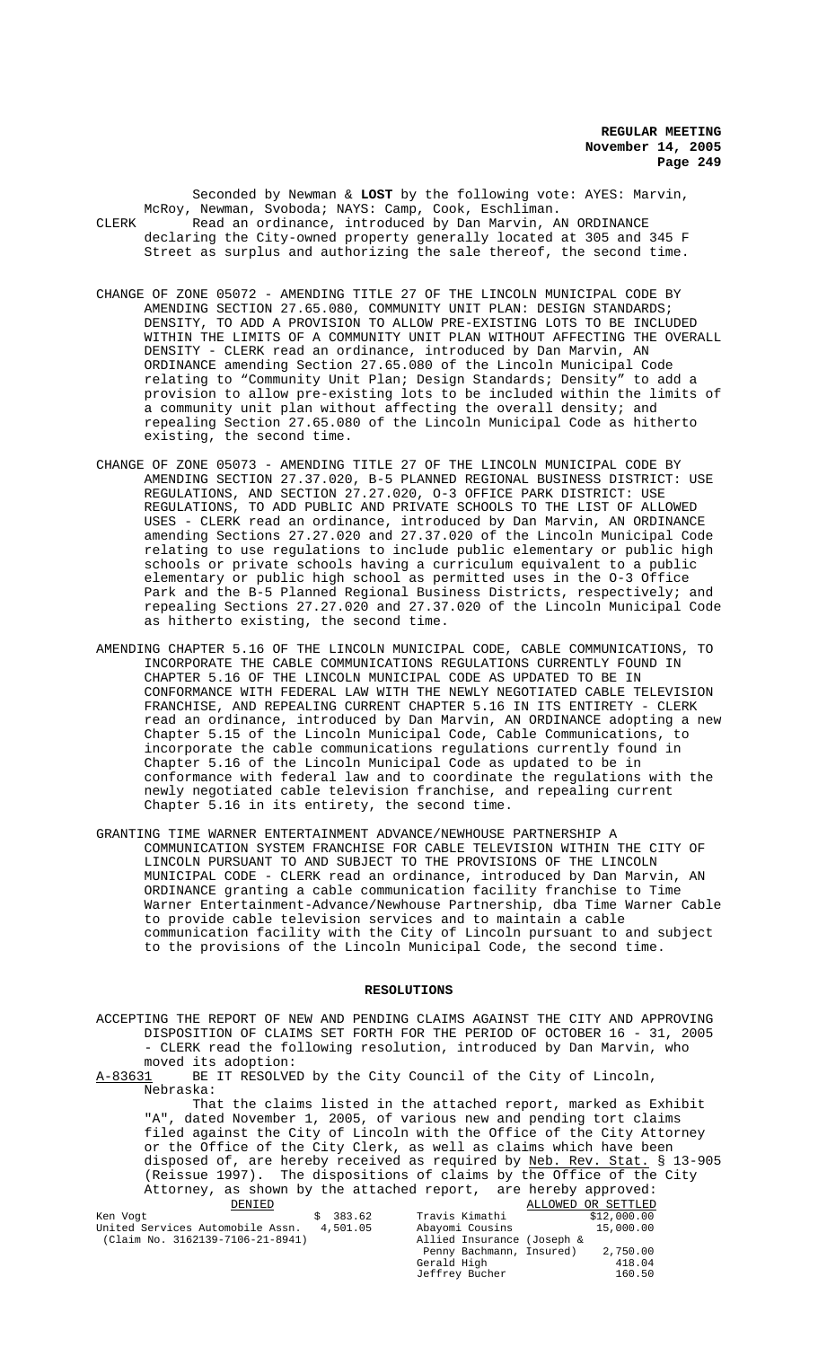Seconded by Newman & **LOST** by the following vote: AYES: Marvin, McRoy, Newman, Svoboda; NAYS: Camp, Cook, Eschliman.

CLERK Read an ordinance, introduced by Dan Marvin, AN ORDINANCE declaring the City-owned property generally located at 305 and 345 F Street as surplus and authorizing the sale thereof, the second time.

CHANGE OF ZONE 05072 - AMENDING TITLE 27 OF THE LINCOLN MUNICIPAL CODE BY AMENDING SECTION 27.65.080, COMMUNITY UNIT PLAN: DESIGN STANDARDS; DENSITY, TO ADD A PROVISION TO ALLOW PRE-EXISTING LOTS TO BE INCLUDED WITHIN THE LIMITS OF A COMMUNITY UNIT PLAN WITHOUT AFFECTING THE OVERALL DENSITY - CLERK read an ordinance, introduced by Dan Marvin, AN ORDINANCE amending Section 27.65.080 of the Lincoln Municipal Code relating to "Community Unit Plan; Design Standards; Density" to add a provision to allow pre-existing lots to be included within the limits of a community unit plan without affecting the overall density; and repealing Section 27.65.080 of the Lincoln Municipal Code as hitherto existing, the second time.

CHANGE OF ZONE 05073 - AMENDING TITLE 27 OF THE LINCOLN MUNICIPAL CODE BY AMENDING SECTION 27.37.020, B-5 PLANNED REGIONAL BUSINESS DISTRICT: USE REGULATIONS, AND SECTION 27.27.020, O-3 OFFICE PARK DISTRICT: USE REGULATIONS, TO ADD PUBLIC AND PRIVATE SCHOOLS TO THE LIST OF ALLOWED USES - CLERK read an ordinance, introduced by Dan Marvin, AN ORDINANCE amending Sections 27.27.020 and 27.37.020 of the Lincoln Municipal Code relating to use regulations to include public elementary or public high schools or private schools having a curriculum equivalent to a public elementary or public high school as permitted uses in the O-3 Office Park and the B-5 Planned Regional Business Districts, respectively; and repealing Sections 27.27.020 and 27.37.020 of the Lincoln Municipal Code as hitherto existing, the second time.

AMENDING CHAPTER 5.16 OF THE LINCOLN MUNICIPAL CODE, CABLE COMMUNICATIONS, TO INCORPORATE THE CABLE COMMUNICATIONS REGULATIONS CURRENTLY FOUND IN CHAPTER 5.16 OF THE LINCOLN MUNICIPAL CODE AS UPDATED TO BE IN CONFORMANCE WITH FEDERAL LAW WITH THE NEWLY NEGOTIATED CABLE TELEVISION FRANCHISE, AND REPEALING CURRENT CHAPTER 5.16 IN ITS ENTIRETY - CLERK read an ordinance, introduced by Dan Marvin, AN ORDINANCE adopting a new Chapter 5.15 of the Lincoln Municipal Code, Cable Communications, to incorporate the cable communications regulations currently found in Chapter 5.16 of the Lincoln Municipal Code as updated to be in conformance with federal law and to coordinate the regulations with the newly negotiated cable television franchise, and repealing current Chapter 5.16 in its entirety, the second time.

GRANTING TIME WARNER ENTERTAINMENT ADVANCE/NEWHOUSE PARTNERSHIP A COMMUNICATION SYSTEM FRANCHISE FOR CABLE TELEVISION WITHIN THE CITY OF LINCOLN PURSUANT TO AND SUBJECT TO THE PROVISIONS OF THE LINCOLN MUNICIPAL CODE - CLERK read an ordinance, introduced by Dan Marvin, AN ORDINANCE granting a cable communication facility franchise to Time Warner Entertainment-Advance/Newhouse Partnership, dba Time Warner Cable to provide cable television services and to maintain a cable communication facility with the City of Lincoln pursuant to and subject to the provisions of the Lincoln Municipal Code, the second time.

## RESOLUTIONS

ACCEPTING THE REPORT OF NEW AND PENDING CLAIMS AGAINST THE CITY AND APPROVING DISPOSITION OF CLAIMS SET FORTH FOR THE PERIOD OF OCTOBER 16 - 31, 2005 - CLERK read the following resolution, introduced by Dan Marvin, who moved its adoption:

A-83631 BE IT RESOLVED by the City Council of the City of Lincoln, Nebraska:

That the claims listed in the attached report, marked as Exhibit "A", dated November 1, 2005, of various new and pending tort claims filed against the City of Lincoln with the Office of the City Attorney or the Office of the City Clerk, as well as claims which have been disposed of, are hereby received as required by Neb. Rev. Stat. § 13-905 (Reissue 1997). The dispositions of claims by the Office of the City Attorney, as shown by the attached report, are hereby approved:

| DENIED | | ALLOWED OR SETTLED | |
|---|---|---|---|
| Ken Vogt | $ 383.62 | Travis Kimathi | $12,000.00 |
| United Services Automobile Assn. (Claim No. 3162139-7106-21-8941) | 4,501.05 | Abayomi Cousins | 15,000.00 |
| | | Allied Insurance (Joseph & Penny Bachmann, Insured) | 2,750.00 |
| | | Gerald High | 418.04 |
| | | Jeffrey Bucher | 160.50 |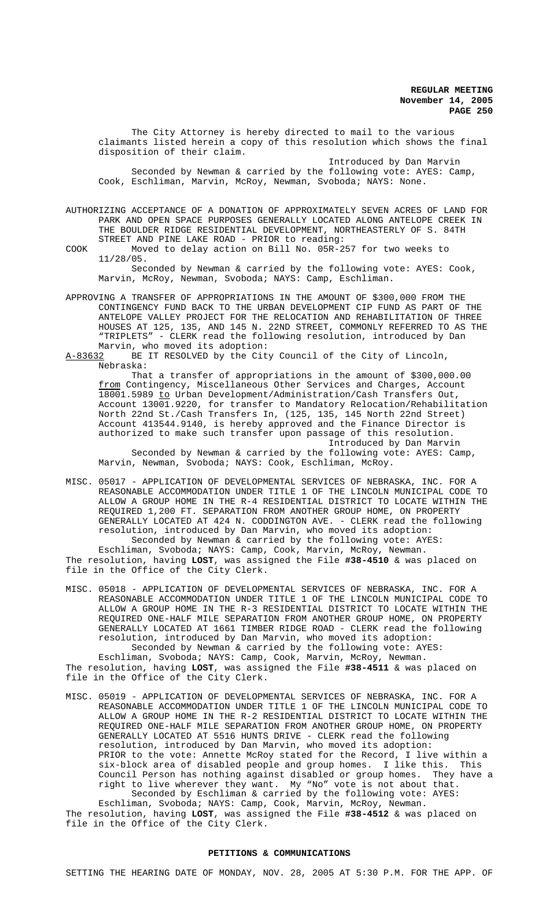The City Attorney is hereby directed to mail to the various claimants listed herein a copy of this resolution which shows the final disposition of their claim.

Introduced by Dan Marvin

Seconded by Newman & carried by the following vote: AYES: Camp, Cook, Eschliman, Marvin, McRoy, Newman, Svoboda; NAYS: None.

AUTHORIZING ACCEPTANCE OF A DONATION OF APPROXIMATELY SEVEN ACRES OF LAND FOR PARK AND OPEN SPACE PURPOSES GENERALLY LOCATED ALONG ANTELOPE CREEK IN THE BOULDER RIDGE RESIDENTIAL DEVELOPMENT, NORTHEASTERLY OF S. 84TH STREET AND PINE LAKE ROAD - PRIOR to reading:

COOK Moved to delay action on Bill No. 05R-257 for two weeks to 11/28/05.

Seconded by Newman & carried by the following vote: AYES: Cook, Marvin, McRoy, Newman, Svoboda; NAYS: Camp, Eschliman.

APPROVING A TRANSFER OF APPROPRIATIONS IN THE AMOUNT OF $300,000 FROM THE CONTINGENCY FUND BACK TO THE URBAN DEVELOPMENT CIP FUND AS PART OF THE ANTELOPE VALLEY PROJECT FOR THE RELOCATION AND REHABILITATION OF THREE HOUSES AT 125, 135, AND 145 N. 22ND STREET, COMMONLY REFERRED TO AS THE "TRIPLETS" - CLERK read the following resolution, introduced by Dan Marvin, who moved its adoption:

A-83632 BE IT RESOLVED by the City Council of the City of Lincoln, Nebraska:

That a transfer of appropriations in the amount of $300,000.00 from Contingency, Miscellaneous Other Services and Charges, Account 18001.5989 to Urban Development/Administration/Cash Transfers Out, Account 13001.9220, for transfer to Mandatory Relocation/Rehabilitation North 22nd St./Cash Transfers In, (125, 135, 145 North 22nd Street) Account 413544.9140, is hereby approved and the Finance Director is authorized to make such transfer upon passage of this resolution.

Introduced by Dan Marvin

Seconded by Newman & carried by the following vote: AYES: Camp, Marvin, Newman, Svoboda; NAYS: Cook, Eschliman, McRoy.

MISC. 05017 - APPLICATION OF DEVELOPMENTAL SERVICES OF NEBRASKA, INC. FOR A REASONABLE ACCOMMODATION UNDER TITLE 1 OF THE LINCOLN MUNICIPAL CODE TO ALLOW A GROUP HOME IN THE R-4 RESIDENTIAL DISTRICT TO LOCATE WITHIN THE REQUIRED 1,200 FT. SEPARATION FROM ANOTHER GROUP HOME, ON PROPERTY GENERALLY LOCATED AT 424 N. CODDINGTON AVE. - CLERK read the following resolution, introduced by Dan Marvin, who moved its adoption:

Seconded by Newman & carried by the following vote: AYES: Eschliman, Svoboda; NAYS: Camp, Cook, Marvin, McRoy, Newman.

The resolution, having **LOST**, was assigned the File **#38-4510** & was placed on file in the Office of the City Clerk.

MISC. 05018 - APPLICATION OF DEVELOPMENTAL SERVICES OF NEBRASKA, INC. FOR A REASONABLE ACCOMMODATION UNDER TITLE 1 OF THE LINCOLN MUNICIPAL CODE TO ALLOW A GROUP HOME IN THE R-3 RESIDENTIAL DISTRICT TO LOCATE WITHIN THE REQUIRED ONE-HALF MILE SEPARATION FROM ANOTHER GROUP HOME, ON PROPERTY GENERALLY LOCATED AT 1661 TIMBER RIDGE ROAD - CLERK read the following resolution, introduced by Dan Marvin, who moved its adoption:

Seconded by Newman & carried by the following vote: AYES: Eschliman, Svoboda; NAYS: Camp, Cook, Marvin, McRoy, Newman.

The resolution, having **LOST**, was assigned the File **#38-4511** & was placed on file in the Office of the City Clerk.

MISC. 05019 - APPLICATION OF DEVELOPMENTAL SERVICES OF NEBRASKA, INC. FOR A REASONABLE ACCOMMODATION UNDER TITLE 1 OF THE LINCOLN MUNICIPAL CODE TO ALLOW A GROUP HOME IN THE R-2 RESIDENTIAL DISTRICT TO LOCATE WITHIN THE REQUIRED ONE-HALF MILE SEPARATION FROM ANOTHER GROUP HOME, ON PROPERTY GENERALLY LOCATED AT 5516 HUNTS DRIVE - CLERK read the following resolution, introduced by Dan Marvin, who moved its adoption:

PRIOR to the vote: Annette McRoy stated for the Record, I live within a six-block area of disabled people and group homes. I like this. This Council Person has nothing against disabled or group homes. They have a right to live wherever they want. My "No" vote is not about that.

Seconded by Eschliman & carried by the following vote: AYES: Eschliman, Svoboda; NAYS: Camp, Cook, Marvin, McRoy, Newman.

The resolution, having **LOST**, was assigned the File **#38-4512** & was placed on file in the Office of the City Clerk.

## PETITIONS & COMMUNICATIONS

SETTING THE HEARING DATE OF MONDAY, NOV. 28, 2005 AT 5:30 P.M. FOR THE APP. OF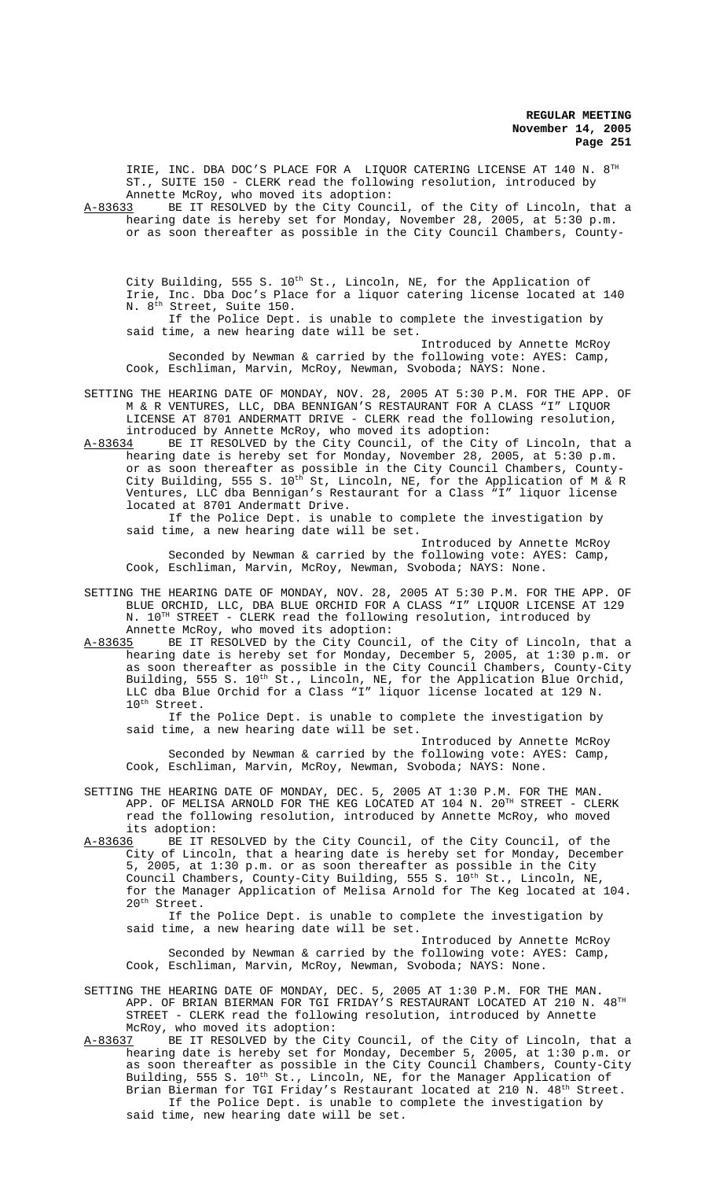IRIE, INC. DBA DOC'S PLACE FOR A LIQUOR CATERING LICENSE AT 140 N. 8TH ST., SUITE 150 - CLERK read the following resolution, introduced by Annette McRoy, who moved its adoption:

A-83633 BE IT RESOLVED by the City Council, of the City of Lincoln, that a hearing date is hereby set for Monday, November 28, 2005, at 5:30 p.m. or as soon thereafter as possible in the City Council Chambers, County-City Building, 555 S. 10th St., Lincoln, NE, for the Application of Irie, Inc. Dba Doc's Place for a liquor catering license located at 140 N. 8th Street, Suite 150.

If the Police Dept. is unable to complete the investigation by said time, a new hearing date will be set.

Introduced by Annette McRoy

Seconded by Newman & carried by the following vote: AYES: Camp, Cook, Eschliman, Marvin, McRoy, Newman, Svoboda; NAYS: None.

SETTING THE HEARING DATE OF MONDAY, NOV. 28, 2005 AT 5:30 P.M. FOR THE APP. OF M & R VENTURES, LLC, DBA BENNIGAN'S RESTAURANT FOR A CLASS "I" LIQUOR LICENSE AT 8701 ANDERMATT DRIVE - CLERK read the following resolution, introduced by Annette McRoy, who moved its adoption:

A-83634 BE IT RESOLVED by the City Council, of the City of Lincoln, that a hearing date is hereby set for Monday, November 28, 2005, at 5:30 p.m. or as soon thereafter as possible in the City Council Chambers, County-City Building, 555 S. 10th St, Lincoln, NE, for the Application of M & R Ventures, LLC dba Bennigan's Restaurant for a Class "I" liquor license located at 8701 Andermatt Drive.

If the Police Dept. is unable to complete the investigation by said time, a new hearing date will be set.

Introduced by Annette McRoy

Seconded by Newman & carried by the following vote: AYES: Camp, Cook, Eschliman, Marvin, McRoy, Newman, Svoboda; NAYS: None.

SETTING THE HEARING DATE OF MONDAY, NOV. 28, 2005 AT 5:30 P.M. FOR THE APP. OF BLUE ORCHID, LLC, DBA BLUE ORCHID FOR A CLASS "I" LIQUOR LICENSE AT 129 N. 10TH STREET - CLERK read the following resolution, introduced by Annette McRoy, who moved its adoption:

A-83635 BE IT RESOLVED by the City Council, of the City of Lincoln, that a hearing date is hereby set for Monday, December 5, 2005, at 1:30 p.m. or as soon thereafter as possible in the City Council Chambers, County-City Building, 555 S. 10th St., Lincoln, NE, for the Application Blue Orchid, LLC dba Blue Orchid for a Class "I" liquor license located at 129 N. 10th Street.

If the Police Dept. is unable to complete the investigation by said time, a new hearing date will be set.

Introduced by Annette McRoy

Seconded by Newman & carried by the following vote: AYES: Camp, Cook, Eschliman, Marvin, McRoy, Newman, Svoboda; NAYS: None.

SETTING THE HEARING DATE OF MONDAY, DEC. 5, 2005 AT 1:30 P.M. FOR THE MAN. APP. OF MELISA ARNOLD FOR THE KEG LOCATED AT 104 N. 20TH STREET - CLERK read the following resolution, introduced by Annette McRoy, who moved its adoption:

A-83636 BE IT RESOLVED by the City Council, of the City Council, of the City of Lincoln, that a hearing date is hereby set for Monday, December 5, 2005, at 1:30 p.m. or as soon thereafter as possible in the City Council Chambers, County-City Building, 555 S. 10th St., Lincoln, NE, for the Manager Application of Melisa Arnold for The Keg located at 104. 20th Street.

If the Police Dept. is unable to complete the investigation by said time, a new hearing date will be set.

Introduced by Annette McRoy

Seconded by Newman & carried by the following vote: AYES: Camp, Cook, Eschliman, Marvin, McRoy, Newman, Svoboda; NAYS: None.

SETTING THE HEARING DATE OF MONDAY, DEC. 5, 2005 AT 1:30 P.M. FOR THE MAN. APP. OF BRIAN BIERMAN FOR TGI FRIDAY'S RESTAURANT LOCATED AT 210 N. 48TH STREET - CLERK read the following resolution, introduced by Annette McRoy, who moved its adoption:

A-83637 BE IT RESOLVED by the City Council, of the City of Lincoln, that a hearing date is hereby set for Monday, December 5, 2005, at 1:30 p.m. or as soon thereafter as possible in the City Council Chambers, County-City Building, 555 S. 10th St., Lincoln, NE, for the Manager Application of Brian Bierman for TGI Friday's Restaurant located at 210 N. 48th Street.

If the Police Dept. is unable to complete the investigation by said time, new hearing date will be set.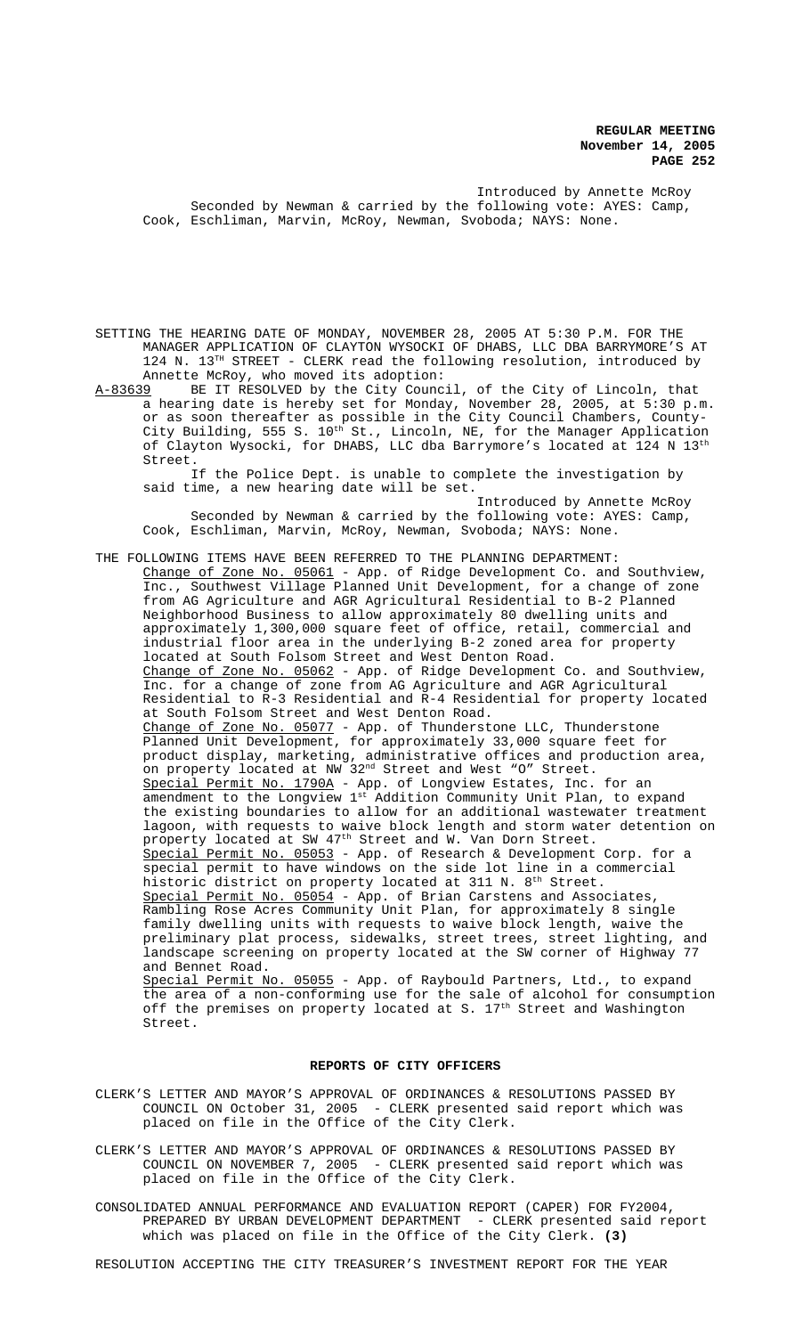Introduced by Annette McRoy
Seconded by Newman & carried by the following vote: AYES: Camp, Cook, Eschliman, Marvin, McRoy, Newman, Svoboda; NAYS: None.

SETTING THE HEARING DATE OF MONDAY, NOVEMBER 28, 2005 AT 5:30 P.M. FOR THE MANAGER APPLICATION OF CLAYTON WYSOCKI OF DHABS, LLC DBA BARRYMORE'S AT 124 N. 13TH STREET - CLERK read the following resolution, introduced by Annette McRoy, who moved its adoption:

A-83639 BE IT RESOLVED by the City Council, of the City of Lincoln, that a hearing date is hereby set for Monday, November 28, 2005, at 5:30 p.m. or as soon thereafter as possible in the City Council Chambers, County-City Building, 555 S. 10th St., Lincoln, NE, for the Manager Application of Clayton Wysocki, for DHABS, LLC dba Barrymore's located at 124 N 13th Street.

If the Police Dept. is unable to complete the investigation by said time, a new hearing date will be set.

Introduced by Annette McRoy
Seconded by Newman & carried by the following vote: AYES: Camp, Cook, Eschliman, Marvin, McRoy, Newman, Svoboda; NAYS: None.

THE FOLLOWING ITEMS HAVE BEEN REFERRED TO THE PLANNING DEPARTMENT:

Change of Zone No. 05061 - App. of Ridge Development Co. and Southview, Inc., Southwest Village Planned Unit Development, for a change of zone from AG Agriculture and AGR Agricultural Residential to B-2 Planned Neighborhood Business to allow approximately 80 dwelling units and approximately 1,300,000 square feet of office, retail, commercial and industrial floor area in the underlying B-2 zoned area for property located at South Folsom Street and West Denton Road.

Change of Zone No. 05062 - App. of Ridge Development Co. and Southview, Inc. for a change of zone from AG Agriculture and AGR Agricultural Residential to R-3 Residential and R-4 Residential for property located at South Folsom Street and West Denton Road.

Change of Zone No. 05077 - App. of Thunderstone LLC, Thunderstone Planned Unit Development, for approximately 33,000 square feet for product display, marketing, administrative offices and production area, on property located at NW 32nd Street and West "O" Street.

Special Permit No. 1790A - App. of Longview Estates, Inc. for an amendment to the Longview 1st Addition Community Unit Plan, to expand the existing boundaries to allow for an additional wastewater treatment lagoon, with requests to waive block length and storm water detention on property located at SW 47th Street and W. Van Dorn Street.

Special Permit No. 05053 - App. of Research & Development Corp. for a special permit to have windows on the side lot line in a commercial historic district on property located at 311 N. 8th Street.

Special Permit No. 05054 - App. of Brian Carstens and Associates, Rambling Rose Acres Community Unit Plan, for approximately 8 single family dwelling units with requests to waive block length, waive the preliminary plat process, sidewalks, street trees, street lighting, and landscape screening on property located at the SW corner of Highway 77 and Bennet Road.

Special Permit No. 05055 - App. of Raybould Partners, Ltd., to expand the area of a non-conforming use for the sale of alcohol for consumption off the premises on property located at S. 17th Street and Washington Street.

## REPORTS OF CITY OFFICERS

CLERK'S LETTER AND MAYOR'S APPROVAL OF ORDINANCES & RESOLUTIONS PASSED BY COUNCIL ON October 31, 2005 - CLERK presented said report which was placed on file in the Office of the City Clerk.

CLERK'S LETTER AND MAYOR'S APPROVAL OF ORDINANCES & RESOLUTIONS PASSED BY COUNCIL ON NOVEMBER 7, 2005 - CLERK presented said report which was placed on file in the Office of the City Clerk.

CONSOLIDATED ANNUAL PERFORMANCE AND EVALUATION REPORT (CAPER) FOR FY2004, PREPARED BY URBAN DEVELOPMENT DEPARTMENT - CLERK presented said report which was placed on file in the Office of the City Clerk. **(3)**

RESOLUTION ACCEPTING THE CITY TREASURER'S INVESTMENT REPORT FOR THE YEAR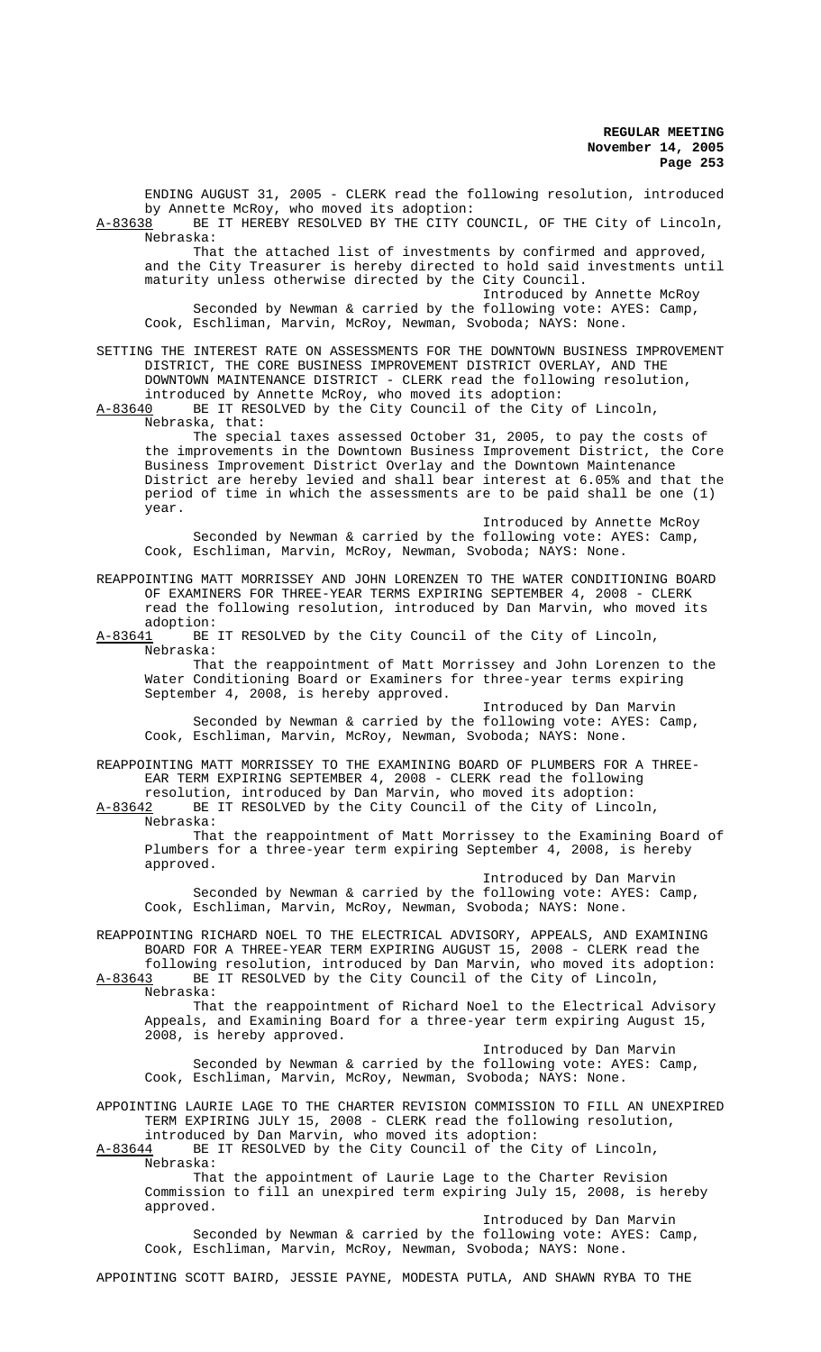ENDING AUGUST 31, 2005 - CLERK read the following resolution, introduced by Annette McRoy, who moved its adoption:

A-83638 BE IT HEREBY RESOLVED BY THE CITY COUNCIL, OF THE City of Lincoln, Nebraska:

That the attached list of investments by confirmed and approved, and the City Treasurer is hereby directed to hold said investments until maturity unless otherwise directed by the City Council.

Introduced by Annette McRoy

Seconded by Newman & carried by the following vote: AYES: Camp, Cook, Eschliman, Marvin, McRoy, Newman, Svoboda; NAYS: None.

SETTING THE INTEREST RATE ON ASSESSMENTS FOR THE DOWNTOWN BUSINESS IMPROVEMENT DISTRICT, THE CORE BUSINESS IMPROVEMENT DISTRICT OVERLAY, AND THE DOWNTOWN MAINTENANCE DISTRICT - CLERK read the following resolution, introduced by Annette McRoy, who moved its adoption:

A-83640 BE IT RESOLVED by the City Council of the City of Lincoln, Nebraska, that:

The special taxes assessed October 31, 2005, to pay the costs of the improvements in the Downtown Business Improvement District, the Core Business Improvement District Overlay and the Downtown Maintenance District are hereby levied and shall bear interest at 6.05% and that the period of time in which the assessments are to be paid shall be one (1) year.

Introduced by Annette McRoy

Seconded by Newman & carried by the following vote: AYES: Camp, Cook, Eschliman, Marvin, McRoy, Newman, Svoboda; NAYS: None.

REAPPOINTING MATT MORRISSEY AND JOHN LORENZEN TO THE WATER CONDITIONING BOARD OF EXAMINERS FOR THREE-YEAR TERMS EXPIRING SEPTEMBER 4, 2008 - CLERK read the following resolution, introduced by Dan Marvin, who moved its adoption:

A-83641 BE IT RESOLVED by the City Council of the City of Lincoln, Nebraska:

That the reappointment of Matt Morrissey and John Lorenzen to the Water Conditioning Board or Examiners for three-year terms expiring September 4, 2008, is hereby approved.

Introduced by Dan Marvin

Seconded by Newman & carried by the following vote: AYES: Camp, Cook, Eschliman, Marvin, McRoy, Newman, Svoboda; NAYS: None.

REAPPOINTING MATT MORRISSEY TO THE EXAMINING BOARD OF PLUMBERS FOR A THREE-EAR TERM EXPIRING SEPTEMBER 4, 2008 - CLERK read the following resolution, introduced by Dan Marvin, who moved its adoption:

A-83642 BE IT RESOLVED by the City Council of the City of Lincoln, Nebraska:

That the reappointment of Matt Morrissey to the Examining Board of Plumbers for a three-year term expiring September 4, 2008, is hereby approved.

Introduced by Dan Marvin

Seconded by Newman & carried by the following vote: AYES: Camp, Cook, Eschliman, Marvin, McRoy, Newman, Svoboda; NAYS: None.

REAPPOINTING RICHARD NOEL TO THE ELECTRICAL ADVISORY, APPEALS, AND EXAMINING BOARD FOR A THREE-YEAR TERM EXPIRING AUGUST 15, 2008 - CLERK read the following resolution, introduced by Dan Marvin, who moved its adoption:

A-83643 BE IT RESOLVED by the City Council of the City of Lincoln, Nebraska:

That the reappointment of Richard Noel to the Electrical Advisory Appeals, and Examining Board for a three-year term expiring August 15, 2008, is hereby approved.

Introduced by Dan Marvin

Seconded by Newman & carried by the following vote: AYES: Camp, Cook, Eschliman, Marvin, McRoy, Newman, Svoboda; NAYS: None.

APPOINTING LAURIE LAGE TO THE CHARTER REVISION COMMISSION TO FILL AN UNEXPIRED TERM EXPIRING JULY 15, 2008 - CLERK read the following resolution, introduced by Dan Marvin, who moved its adoption:

A-83644 BE IT RESOLVED by the City Council of the City of Lincoln, Nebraska:

That the appointment of Laurie Lage to the Charter Revision Commission to fill an unexpired term expiring July 15, 2008, is hereby approved.

Introduced by Dan Marvin

Seconded by Newman & carried by the following vote: AYES: Camp, Cook, Eschliman, Marvin, McRoy, Newman, Svoboda; NAYS: None.

APPOINTING SCOTT BAIRD, JESSIE PAYNE, MODESTA PUTLA, AND SHAWN RYBA TO THE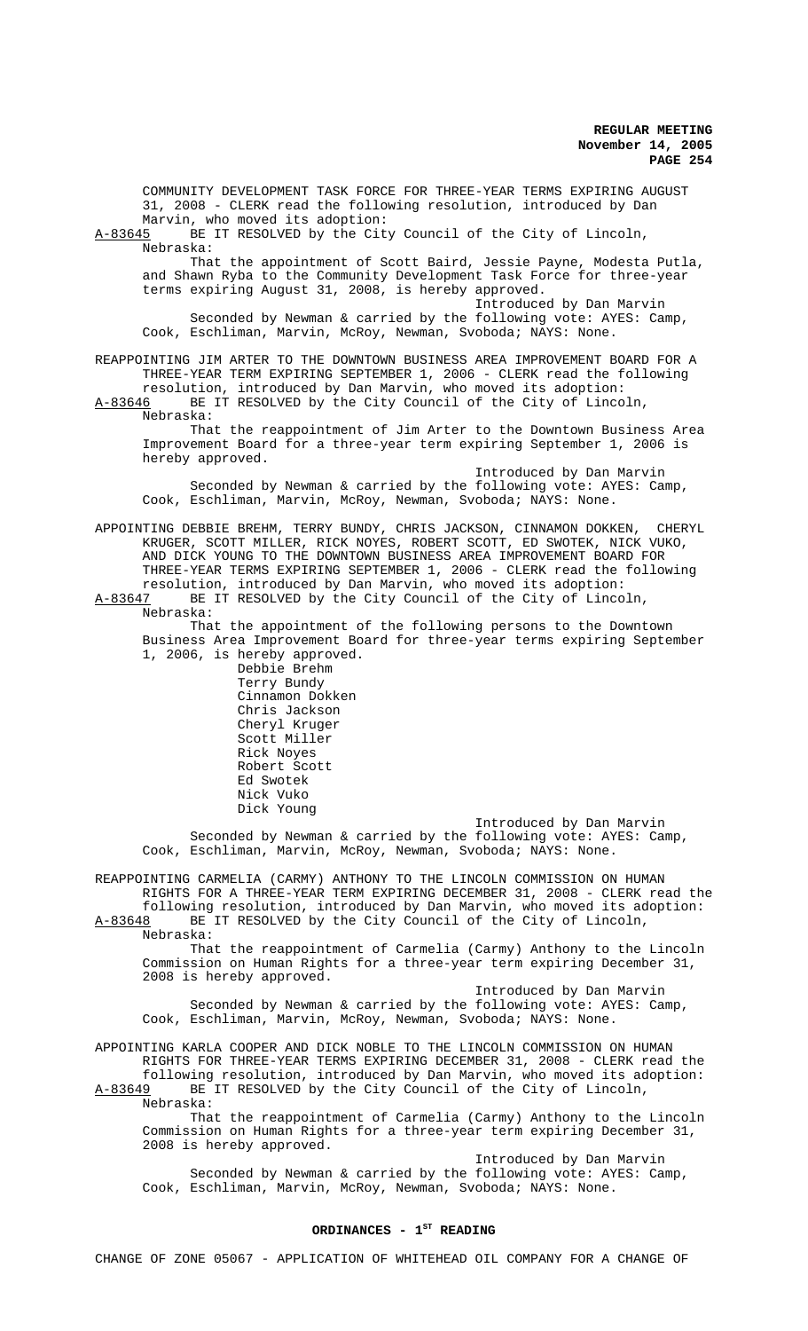COMMUNITY DEVELOPMENT TASK FORCE FOR THREE-YEAR TERMS EXPIRING AUGUST 31, 2008 - CLERK read the following resolution, introduced by Dan Marvin, who moved its adoption:

A-83645 BE IT RESOLVED by the City Council of the City of Lincoln, Nebraska:

That the appointment of Scott Baird, Jessie Payne, Modesta Putla, and Shawn Ryba to the Community Development Task Force for three-year terms expiring August 31, 2008, is hereby approved.

Introduced by Dan Marvin

Seconded by Newman & carried by the following vote: AYES: Camp, Cook, Eschliman, Marvin, McRoy, Newman, Svoboda; NAYS: None.

REAPPOINTING JIM ARTER TO THE DOWNTOWN BUSINESS AREA IMPROVEMENT BOARD FOR A THREE-YEAR TERM EXPIRING SEPTEMBER 1, 2006 - CLERK read the following resolution, introduced by Dan Marvin, who moved its adoption:

A-83646 BE IT RESOLVED by the City Council of the City of Lincoln, Nebraska:

That the reappointment of Jim Arter to the Downtown Business Area Improvement Board for a three-year term expiring September 1, 2006 is hereby approved.

Introduced by Dan Marvin

Seconded by Newman & carried by the following vote: AYES: Camp, Cook, Eschliman, Marvin, McRoy, Newman, Svoboda; NAYS: None.

APPOINTING DEBBIE BREHM, TERRY BUNDY, CHRIS JACKSON, CINNAMON DOKKEN, CHERYL KRUGER, SCOTT MILLER, RICK NOYES, ROBERT SCOTT, ED SWOTEK, NICK VUKO, AND DICK YOUNG TO THE DOWNTOWN BUSINESS AREA IMPROVEMENT BOARD FOR THREE-YEAR TERMS EXPIRING SEPTEMBER 1, 2006 - CLERK read the following resolution, introduced by Dan Marvin, who moved its adoption:

A-83647 BE IT RESOLVED by the City Council of the City of Lincoln, Nebraska:

That the appointment of the following persons to the Downtown Business Area Improvement Board for three-year terms expiring September 1, 2006, is hereby approved.

Debbie Brehm
Terry Bundy
Cinnamon Dokken
Chris Jackson
Cheryl Kruger
Scott Miller
Rick Noyes
Robert Scott
Ed Swotek
Nick Vuko
Dick Young

Introduced by Dan Marvin

Seconded by Newman & carried by the following vote: AYES: Camp, Cook, Eschliman, Marvin, McRoy, Newman, Svoboda; NAYS: None.

REAPPOINTING CARMELIA (CARMY) ANTHONY TO THE LINCOLN COMMISSION ON HUMAN RIGHTS FOR A THREE-YEAR TERM EXPIRING DECEMBER 31, 2008 - CLERK read the following resolution, introduced by Dan Marvin, who moved its adoption:

A-83648 BE IT RESOLVED by the City Council of the City of Lincoln, Nebraska:

That the reappointment of Carmelia (Carmy) Anthony to the Lincoln Commission on Human Rights for a three-year term expiring December 31, 2008 is hereby approved.

Introduced by Dan Marvin

Seconded by Newman & carried by the following vote: AYES: Camp, Cook, Eschliman, Marvin, McRoy, Newman, Svoboda; NAYS: None.

APPOINTING KARLA COOPER AND DICK NOBLE TO THE LINCOLN COMMISSION ON HUMAN RIGHTS FOR THREE-YEAR TERMS EXPIRING DECEMBER 31, 2008 - CLERK read the following resolution, introduced by Dan Marvin, who moved its adoption:

A-83649 BE IT RESOLVED by the City Council of the City of Lincoln, Nebraska:

That the reappointment of Carmelia (Carmy) Anthony to the Lincoln Commission on Human Rights for a three-year term expiring December 31, 2008 is hereby approved.

Introduced by Dan Marvin

Seconded by Newman & carried by the following vote: AYES: Camp, Cook, Eschliman, Marvin, McRoy, Newman, Svoboda; NAYS: None.

## ORDINANCES - 1ST READING

CHANGE OF ZONE 05067 - APPLICATION OF WHITEHEAD OIL COMPANY FOR A CHANGE OF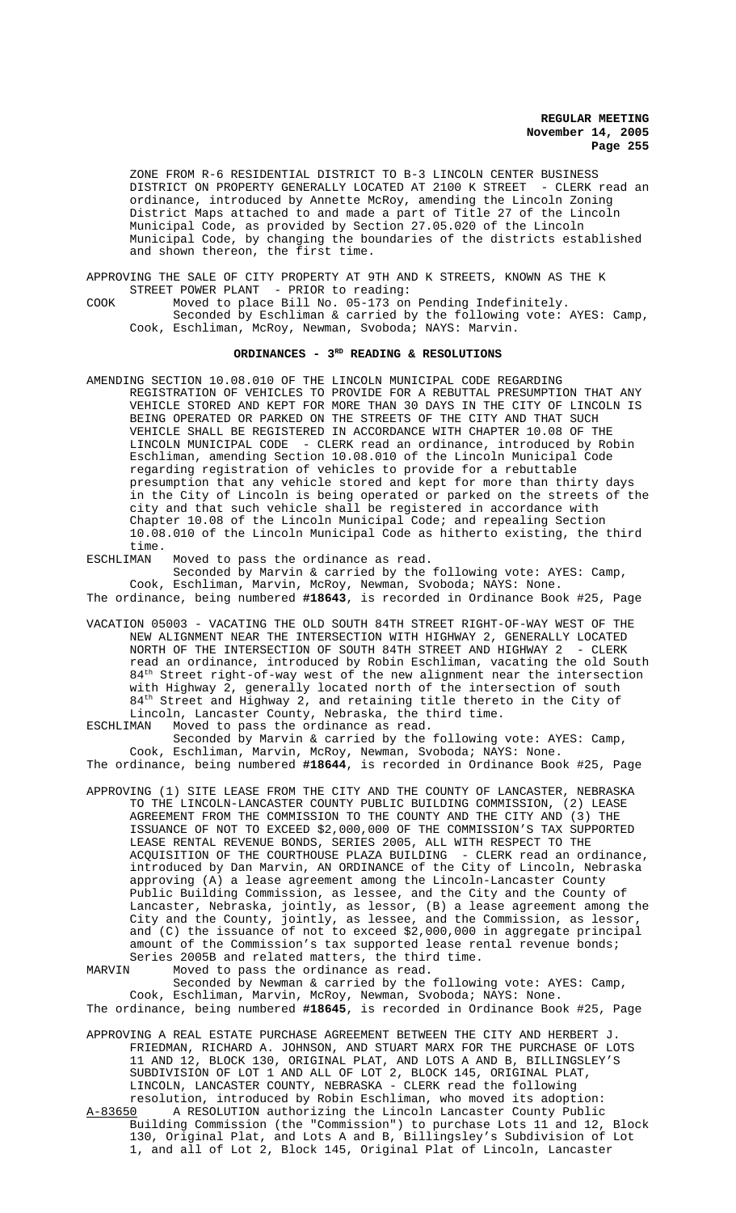ZONE FROM R-6 RESIDENTIAL DISTRICT TO B-3 LINCOLN CENTER BUSINESS DISTRICT ON PROPERTY GENERALLY LOCATED AT 2100 K STREET - CLERK read an ordinance, introduced by Annette McRoy, amending the Lincoln Zoning District Maps attached to and made a part of Title 27 of the Lincoln Municipal Code, as provided by Section 27.05.020 of the Lincoln Municipal Code, by changing the boundaries of the districts established and shown thereon, the first time.

APPROVING THE SALE OF CITY PROPERTY AT 9TH AND K STREETS, KNOWN AS THE K STREET POWER PLANT - PRIOR to reading:

COOK Moved to place Bill No. 05-173 on Pending Indefinitely.
Seconded by Eschliman & carried by the following vote: AYES: Camp, Cook, Eschliman, McRoy, Newman, Svoboda; NAYS: Marvin.

## ORDINANCES - 3RD READING & RESOLUTIONS

AMENDING SECTION 10.08.010 OF THE LINCOLN MUNICIPAL CODE REGARDING REGISTRATION OF VEHICLES TO PROVIDE FOR A REBUTTAL PRESUMPTION THAT ANY VEHICLE STORED AND KEPT FOR MORE THAN 30 DAYS IN THE CITY OF LINCOLN IS BEING OPERATED OR PARKED ON THE STREETS OF THE CITY AND THAT SUCH VEHICLE SHALL BE REGISTERED IN ACCORDANCE WITH CHAPTER 10.08 OF THE LINCOLN MUNICIPAL CODE - CLERK read an ordinance, introduced by Robin Eschliman, amending Section 10.08.010 of the Lincoln Municipal Code regarding registration of vehicles to provide for a rebuttable presumption that any vehicle stored and kept for more than thirty days in the City of Lincoln is being operated or parked on the streets of the city and that such vehicle shall be registered in accordance with Chapter 10.08 of the Lincoln Municipal Code; and repealing Section 10.08.010 of the Lincoln Municipal Code as hitherto existing, the third time.

ESCHLIMAN Moved to pass the ordinance as read.
Seconded by Marvin & carried by the following vote: AYES: Camp, Cook, Eschliman, Marvin, McRoy, Newman, Svoboda; NAYS: None.
The ordinance, being numbered **#18643**, is recorded in Ordinance Book #25, Page

VACATION 05003 - VACATING THE OLD SOUTH 84TH STREET RIGHT-OF-WAY WEST OF THE NEW ALIGNMENT NEAR THE INTERSECTION WITH HIGHWAY 2, GENERALLY LOCATED NORTH OF THE INTERSECTION OF SOUTH 84TH STREET AND HIGHWAY 2 - CLERK read an ordinance, introduced by Robin Eschliman, vacating the old South 84th Street right-of-way west of the new alignment near the intersection with Highway 2, generally located north of the intersection of south 84th Street and Highway 2, and retaining title thereto in the City of Lincoln, Lancaster County, Nebraska, the third time.

ESCHLIMAN Moved to pass the ordinance as read.
Seconded by Marvin & carried by the following vote: AYES: Camp, Cook, Eschliman, Marvin, McRoy, Newman, Svoboda; NAYS: None.
The ordinance, being numbered **#18644**, is recorded in Ordinance Book #25, Page

APPROVING (1) SITE LEASE FROM THE CITY AND THE COUNTY OF LANCASTER, NEBRASKA TO THE LINCOLN-LANCASTER COUNTY PUBLIC BUILDING COMMISSION, (2) LEASE AGREEMENT FROM THE COMMISSION TO THE COUNTY AND THE CITY AND (3) THE ISSUANCE OF NOT TO EXCEED $2,000,000 OF THE COMMISSION'S TAX SUPPORTED LEASE RENTAL REVENUE BONDS, SERIES 2005, ALL WITH RESPECT TO THE ACQUISITION OF THE COURTHOUSE PLAZA BUILDING - CLERK read an ordinance, introduced by Dan Marvin, AN ORDINANCE of the City of Lincoln, Nebraska approving (A) a lease agreement among the Lincoln-Lancaster County Public Building Commission, as lessee, and the City and the County of Lancaster, Nebraska, jointly, as lessor, (B) a lease agreement among the City and the County, jointly, as lessee, and the Commission, as lessor, and (C) the issuance of not to exceed $2,000,000 in aggregate principal amount of the Commission's tax supported lease rental revenue bonds; Series 2005B and related matters, the third time.

MARVIN Moved to pass the ordinance as read.
Seconded by Newman & carried by the following vote: AYES: Camp, Cook, Eschliman, Marvin, McRoy, Newman, Svoboda; NAYS: None.
The ordinance, being numbered **#18645**, is recorded in Ordinance Book #25, Page

APPROVING A REAL ESTATE PURCHASE AGREEMENT BETWEEN THE CITY AND HERBERT J. FRIEDMAN, RICHARD A. JOHNSON, AND STUART MARX FOR THE PURCHASE OF LOTS 11 AND 12, BLOCK 130, ORIGINAL PLAT, AND LOTS A AND B, BILLINGSLEY'S SUBDIVISION OF LOT 1 AND ALL OF LOT 2, BLOCK 145, ORIGINAL PLAT, LINCOLN, LANCASTER COUNTY, NEBRASKA - CLERK read the following resolution, introduced by Robin Eschliman, who moved its adoption:

A-83650 A RESOLUTION authorizing the Lincoln Lancaster County Public Building Commission (the "Commission") to purchase Lots 11 and 12, Block 130, Original Plat, and Lots A and B, Billingsley's Subdivision of Lot 1, and all of Lot 2, Block 145, Original Plat of Lincoln, Lancaster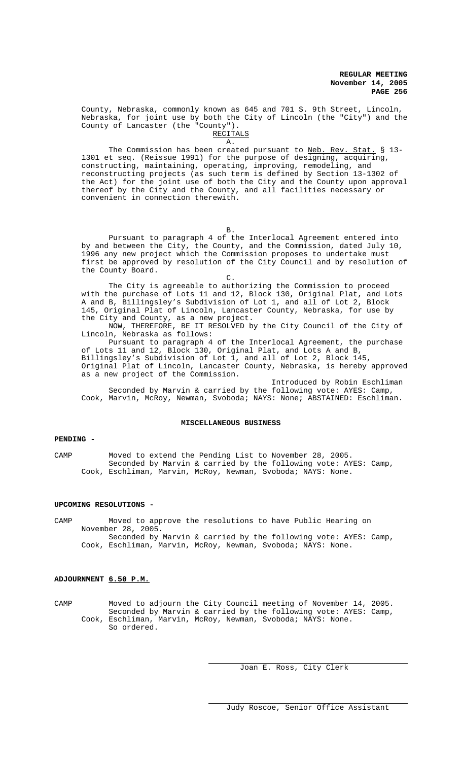County, Nebraska, commonly known as 645 and 701 S. 9th Street, Lincoln, Nebraska, for joint use by both the City of Lincoln (the "City") and the County of Lancaster (the "County").

RECITALS

A.

The Commission has been created pursuant to Neb. Rev. Stat. § 13-1301 et seq. (Reissue 1991) for the purpose of designing, acquiring, constructing, maintaining, operating, improving, remodeling, and reconstructing projects (as such term is defined by Section 13-1302 of the Act) for the joint use of both the City and the County upon approval thereof by the City and the County, and all facilities necessary or convenient in connection therewith.

B.

Pursuant to paragraph 4 of the Interlocal Agreement entered into by and between the City, the County, and the Commission, dated July 10, 1996 any new project which the Commission proposes to undertake must first be approved by resolution of the City Council and by resolution of the County Board.

C.

The City is agreeable to authorizing the Commission to proceed with the purchase of Lots 11 and 12, Block 130, Original Plat, and Lots A and B, Billingsley's Subdivision of Lot 1, and all of Lot 2, Block 145, Original Plat of Lincoln, Lancaster County, Nebraska, for use by the City and County, as a new project.

NOW, THEREFORE, BE IT RESOLVED by the City Council of the City of Lincoln, Nebraska as follows:

Pursuant to paragraph 4 of the Interlocal Agreement, the purchase of Lots 11 and 12, Block 130, Original Plat, and Lots A and B, Billingsley's Subdivision of Lot 1, and all of Lot 2, Block 145, Original Plat of Lincoln, Lancaster County, Nebraska, is hereby approved as a new project of the Commission.

Introduced by Robin Eschliman

Seconded by Marvin & carried by the following vote: AYES: Camp, Cook, Marvin, McRoy, Newman, Svoboda; NAYS: None; ABSTAINED: Eschliman.

**MISCELLANEOUS BUSINESS**

**PENDING -**

CAMP Moved to extend the Pending List to November 28, 2005.
Seconded by Marvin & carried by the following vote: AYES: Camp, Cook, Eschliman, Marvin, McRoy, Newman, Svoboda; NAYS: None.

**UPCOMING RESOLUTIONS -**

CAMP Moved to approve the resolutions to have Public Hearing on November 28, 2005.
Seconded by Marvin & carried by the following vote: AYES: Camp, Cook, Eschliman, Marvin, McRoy, Newman, Svoboda; NAYS: None.

**ADJOURNMENT 6.50 P.M.**

CAMP Moved to adjourn the City Council meeting of November 14, 2005.
Seconded by Marvin & carried by the following vote: AYES: Camp, Cook, Eschliman, Marvin, McRoy, Newman, Svoboda; NAYS: None.
So ordered.

Joan E. Ross, City Clerk

Judy Roscoe, Senior Office Assistant